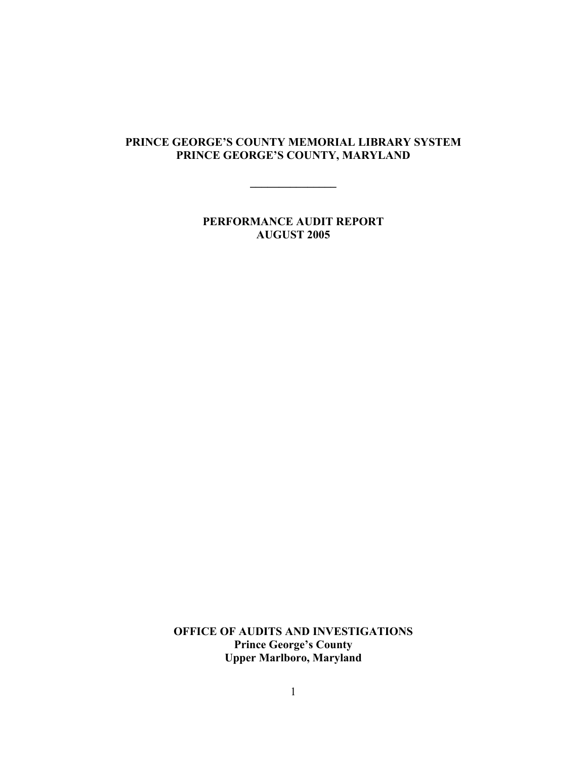# PRINCE GEORGE'S COUNTY MEMORIAL LIBRARY SYSTEM
# PRINCE GEORGE'S COUNTY, MARYLAND

---

## PERFORMANCE AUDIT REPORT
## AUGUST 2005

**OFFICE OF AUDITS AND INVESTIGATIONS**
**Prince George's County**
**Upper Marlboro, Maryland**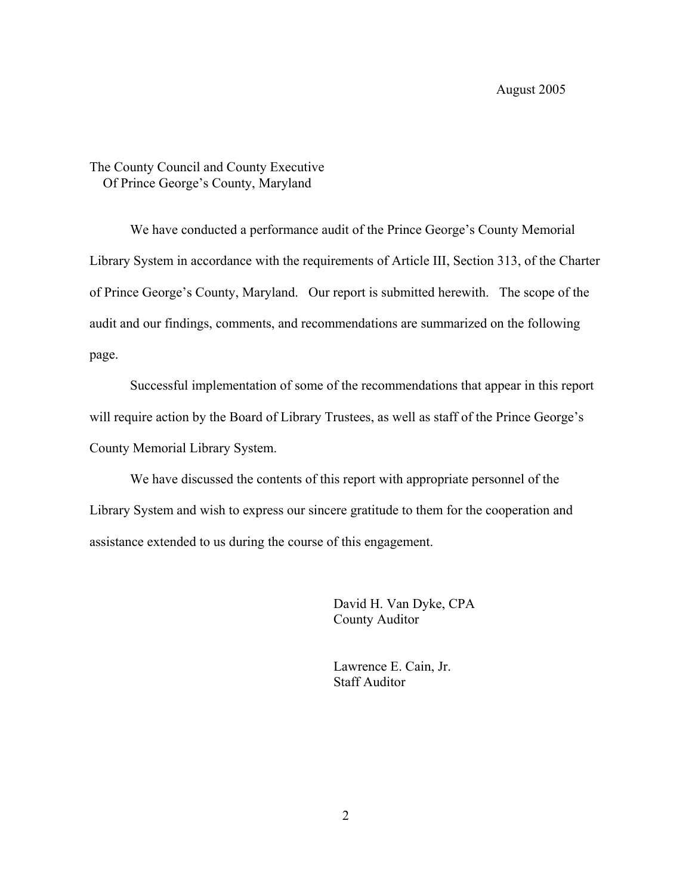August 2005

The County Council and County Executive
Of Prince George's County, Maryland

We have conducted a performance audit of the Prince George's County Memorial Library System in accordance with the requirements of Article III, Section 313, of the Charter of Prince George's County, Maryland. Our report is submitted herewith. The scope of the audit and our findings, comments, and recommendations are summarized on the following page.

Successful implementation of some of the recommendations that appear in this report will require action by the Board of Library Trustees, as well as staff of the Prince George's County Memorial Library System.

We have discussed the contents of this report with appropriate personnel of the Library System and wish to express our sincere gratitude to them for the cooperation and assistance extended to us during the course of this engagement.

David H. Van Dyke, CPA
County Auditor

Lawrence E. Cain, Jr.
Staff Auditor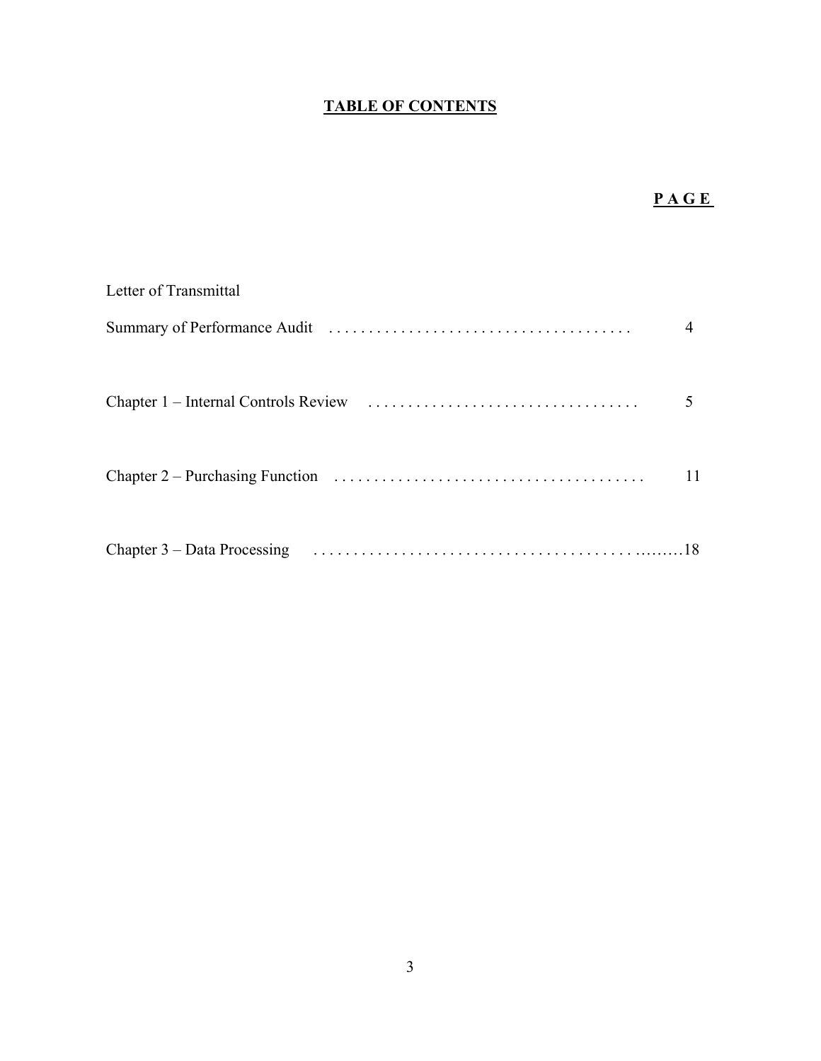# TABLE OF CONTENTS

| | PAGE |
|---|---|
| Letter of Transmittal | |
| Summary of Performance Audit | 4 |
| Chapter 1 – Internal Controls Review | 5 |
| Chapter 2 – Purchasing Function | 11 |
| Chapter 3 – Data Processing | 18 |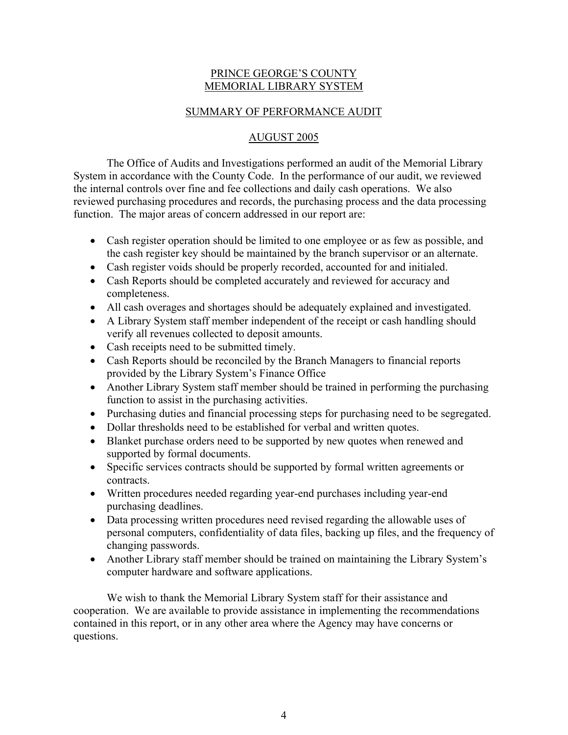# PRINCE GEORGE'S COUNTY MEMORIAL LIBRARY SYSTEM

## SUMMARY OF PERFORMANCE AUDIT

## AUGUST 2005

The Office of Audits and Investigations performed an audit of the Memorial Library System in accordance with the County Code. In the performance of our audit, we reviewed the internal controls over fine and fee collections and daily cash operations. We also reviewed purchasing procedures and records, the purchasing process and the data processing function. The major areas of concern addressed in our report are:

- Cash register operation should be limited to one employee or as few as possible, and the cash register key should be maintained by the branch supervisor or an alternate.
- Cash register voids should be properly recorded, accounted for and initialed.
- Cash Reports should be completed accurately and reviewed for accuracy and completeness.
- All cash overages and shortages should be adequately explained and investigated.
- A Library System staff member independent of the receipt or cash handling should verify all revenues collected to deposit amounts.
- Cash receipts need to be submitted timely.
- Cash Reports should be reconciled by the Branch Managers to financial reports provided by the Library System's Finance Office
- Another Library System staff member should be trained in performing the purchasing function to assist in the purchasing activities.
- Purchasing duties and financial processing steps for purchasing need to be segregated.
- Dollar thresholds need to be established for verbal and written quotes.
- Blanket purchase orders need to be supported by new quotes when renewed and supported by formal documents.
- Specific services contracts should be supported by formal written agreements or contracts.
- Written procedures needed regarding year-end purchases including year-end purchasing deadlines.
- Data processing written procedures need revised regarding the allowable uses of personal computers, confidentiality of data files, backing up files, and the frequency of changing passwords.
- Another Library staff member should be trained on maintaining the Library System's computer hardware and software applications.

We wish to thank the Memorial Library System staff for their assistance and cooperation. We are available to provide assistance in implementing the recommendations contained in this report, or in any other area where the Agency may have concerns or questions.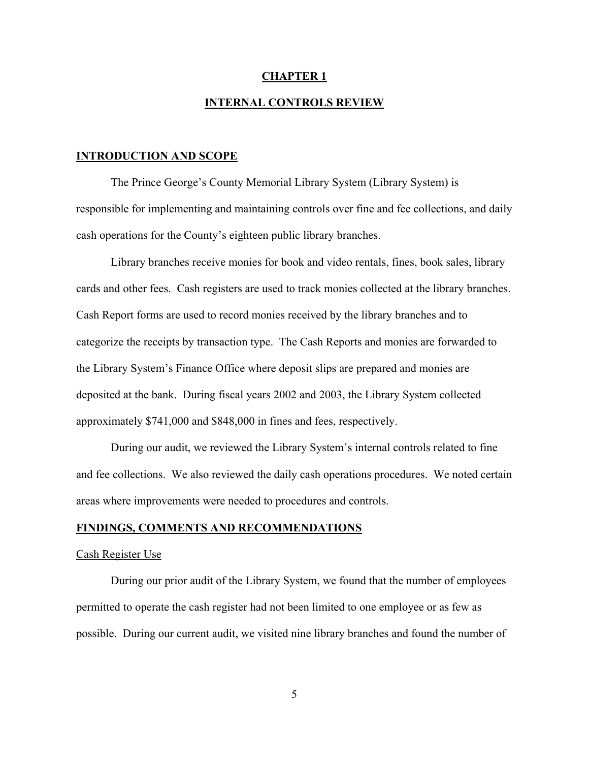# CHAPTER 1

## INTERNAL CONTROLS REVIEW

### INTRODUCTION AND SCOPE

The Prince George's County Memorial Library System (Library System) is responsible for implementing and maintaining controls over fine and fee collections, and daily cash operations for the County's eighteen public library branches.

Library branches receive monies for book and video rentals, fines, book sales, library cards and other fees. Cash registers are used to track monies collected at the library branches. Cash Report forms are used to record monies received by the library branches and to categorize the receipts by transaction type. The Cash Reports and monies are forwarded to the Library System's Finance Office where deposit slips are prepared and monies are deposited at the bank. During fiscal years 2002 and 2003, the Library System collected approximately $741,000 and $848,000 in fines and fees, respectively.

During our audit, we reviewed the Library System's internal controls related to fine and fee collections. We also reviewed the daily cash operations procedures. We noted certain areas where improvements were needed to procedures and controls.

### FINDINGS, COMMENTS AND RECOMMENDATIONS

Cash Register Use

During our prior audit of the Library System, we found that the number of employees permitted to operate the cash register had not been limited to one employee or as few as possible. During our current audit, we visited nine library branches and found the number of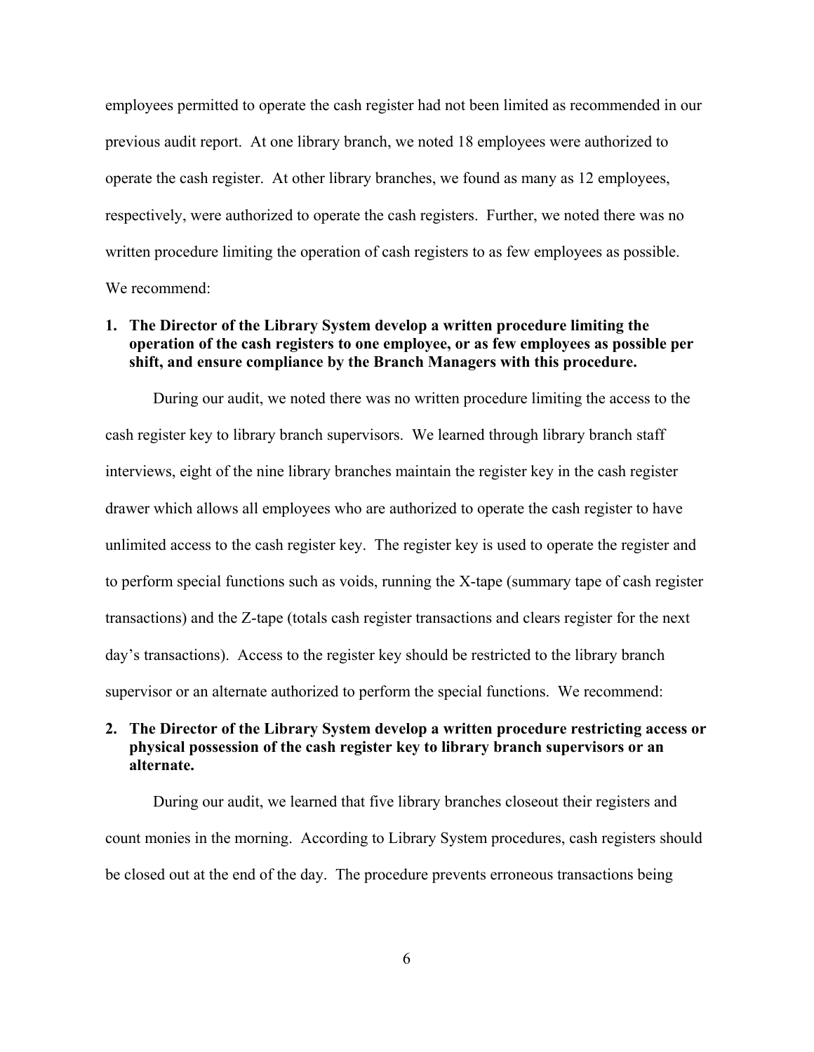employees permitted to operate the cash register had not been limited as recommended in our previous audit report. At one library branch, we noted 18 employees were authorized to operate the cash register. At other library branches, we found as many as 12 employees, respectively, were authorized to operate the cash registers. Further, we noted there was no written procedure limiting the operation of cash registers to as few employees as possible. We recommend:

1. **The Director of the Library System develop a written procedure limiting the operation of the cash registers to one employee, or as few employees as possible per shift, and ensure compliance by the Branch Managers with this procedure.**

During our audit, we noted there was no written procedure limiting the access to the cash register key to library branch supervisors. We learned through library branch staff interviews, eight of the nine library branches maintain the register key in the cash register drawer which allows all employees who are authorized to operate the cash register to have unlimited access to the cash register key. The register key is used to operate the register and to perform special functions such as voids, running the X-tape (summary tape of cash register transactions) and the Z-tape (totals cash register transactions and clears register for the next day's transactions). Access to the register key should be restricted to the library branch supervisor or an alternate authorized to perform the special functions. We recommend:

2. **The Director of the Library System develop a written procedure restricting access or physical possession of the cash register key to library branch supervisors or an alternate.**

During our audit, we learned that five library branches closeout their registers and count monies in the morning. According to Library System procedures, cash registers should be closed out at the end of the day. The procedure prevents erroneous transactions being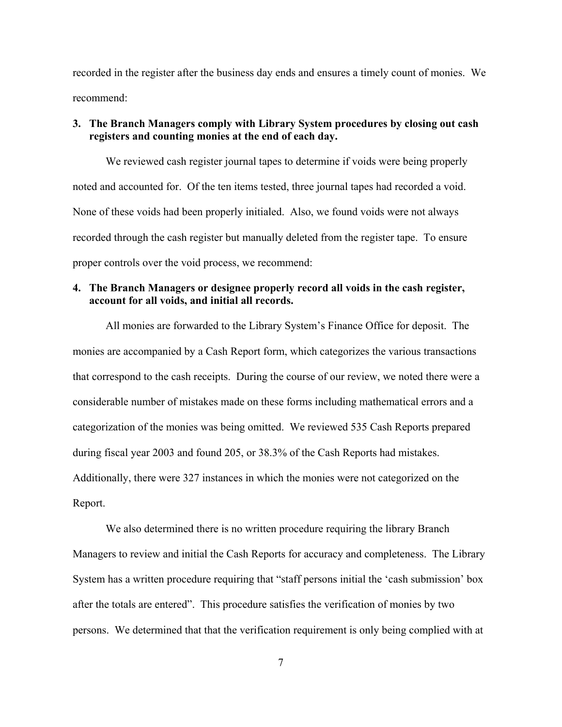recorded in the register after the business day ends and ensures a timely count of monies. We recommend:

**3. The Branch Managers comply with Library System procedures by closing out cash registers and counting monies at the end of each day.**

We reviewed cash register journal tapes to determine if voids were being properly noted and accounted for. Of the ten items tested, three journal tapes had recorded a void. None of these voids had been properly initialed. Also, we found voids were not always recorded through the cash register but manually deleted from the register tape. To ensure proper controls over the void process, we recommend:

**4. The Branch Managers or designee properly record all voids in the cash register, account for all voids, and initial all records.**

All monies are forwarded to the Library System's Finance Office for deposit. The monies are accompanied by a Cash Report form, which categorizes the various transactions that correspond to the cash receipts. During the course of our review, we noted there were a considerable number of mistakes made on these forms including mathematical errors and a categorization of the monies was being omitted. We reviewed 535 Cash Reports prepared during fiscal year 2003 and found 205, or 38.3% of the Cash Reports had mistakes. Additionally, there were 327 instances in which the monies were not categorized on the Report.

We also determined there is no written procedure requiring the library Branch Managers to review and initial the Cash Reports for accuracy and completeness. The Library System has a written procedure requiring that "staff persons initial the 'cash submission' box after the totals are entered". This procedure satisfies the verification of monies by two persons. We determined that that the verification requirement is only being complied with at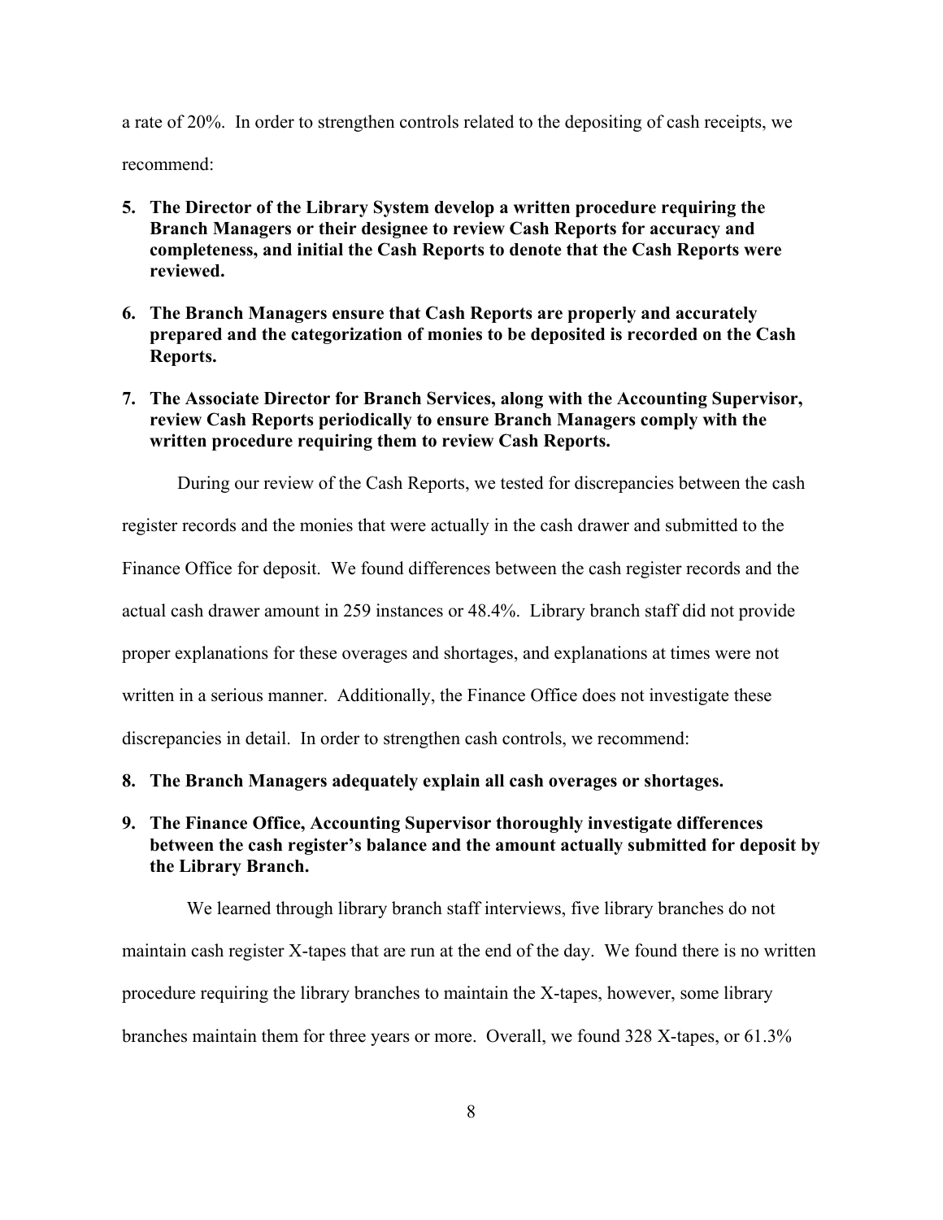a rate of 20%. In order to strengthen controls related to the depositing of cash receipts, we recommend:

5. **The Director of the Library System develop a written procedure requiring the Branch Managers or their designee to review Cash Reports for accuracy and completeness, and initial the Cash Reports to denote that the Cash Reports were reviewed.**

6. **The Branch Managers ensure that Cash Reports are properly and accurately prepared and the categorization of monies to be deposited is recorded on the Cash Reports.**

7. **The Associate Director for Branch Services, along with the Accounting Supervisor, review Cash Reports periodically to ensure Branch Managers comply with the written procedure requiring them to review Cash Reports.**

During our review of the Cash Reports, we tested for discrepancies between the cash register records and the monies that were actually in the cash drawer and submitted to the Finance Office for deposit. We found differences between the cash register records and the actual cash drawer amount in 259 instances or 48.4%. Library branch staff did not provide proper explanations for these overages and shortages, and explanations at times were not written in a serious manner. Additionally, the Finance Office does not investigate these discrepancies in detail. In order to strengthen cash controls, we recommend:

8. **The Branch Managers adequately explain all cash overages or shortages.**

9. **The Finance Office, Accounting Supervisor thoroughly investigate differences between the cash register's balance and the amount actually submitted for deposit by the Library Branch.**

We learned through library branch staff interviews, five library branches do not maintain cash register X-tapes that are run at the end of the day. We found there is no written procedure requiring the library branches to maintain the X-tapes, however, some library branches maintain them for three years or more. Overall, we found 328 X-tapes, or 61.3%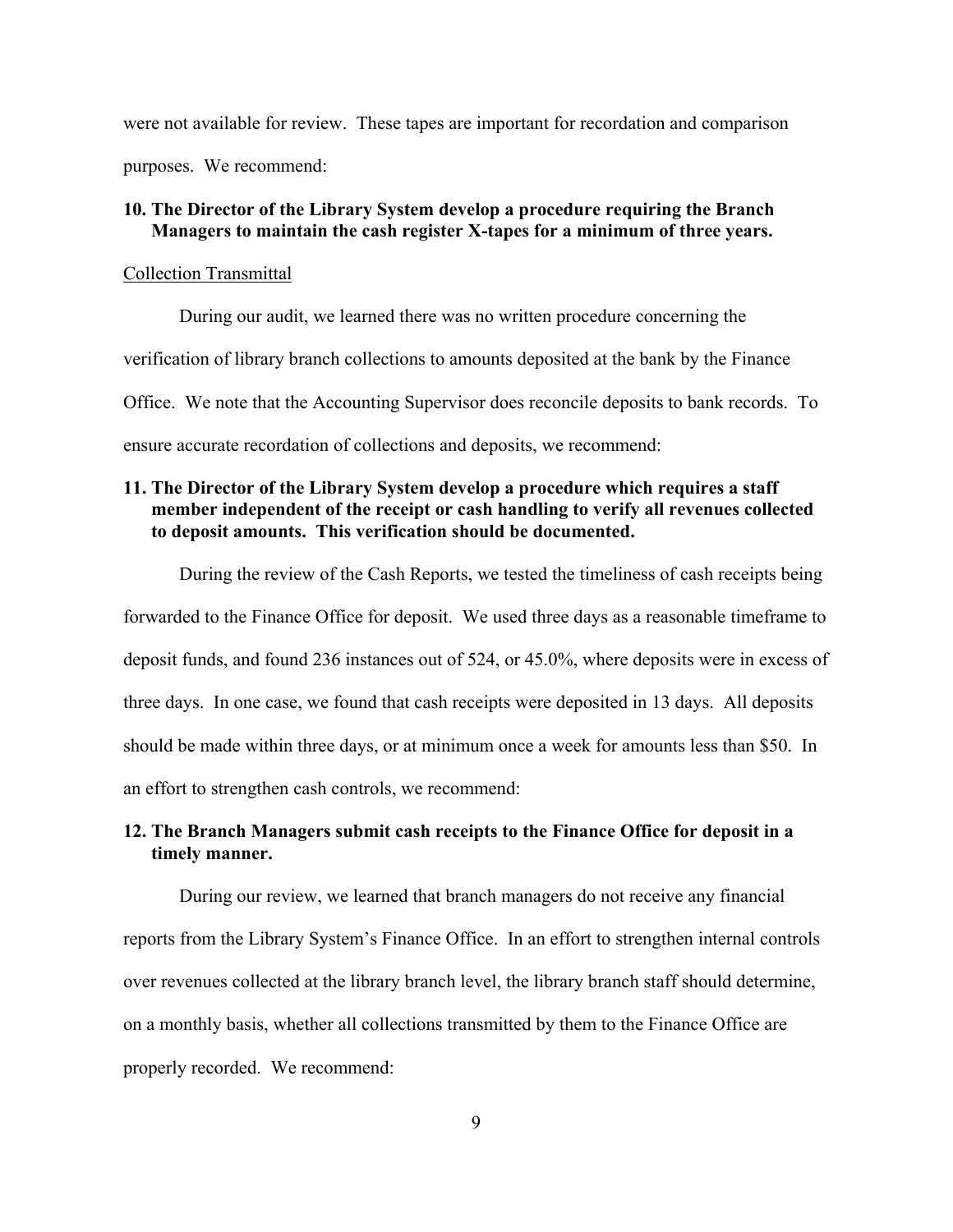were not available for review. These tapes are important for recordation and comparison purposes. We recommend:

**10. The Director of the Library System develop a procedure requiring the Branch Managers to maintain the cash register X-tapes for a minimum of three years.**

Collection Transmittal

During our audit, we learned there was no written procedure concerning the verification of library branch collections to amounts deposited at the bank by the Finance Office. We note that the Accounting Supervisor does reconcile deposits to bank records. To ensure accurate recordation of collections and deposits, we recommend:

**11. The Director of the Library System develop a procedure which requires a staff member independent of the receipt or cash handling to verify all revenues collected to deposit amounts. This verification should be documented.**

During the review of the Cash Reports, we tested the timeliness of cash receipts being forwarded to the Finance Office for deposit. We used three days as a reasonable timeframe to deposit funds, and found 236 instances out of 524, or 45.0%, where deposits were in excess of three days. In one case, we found that cash receipts were deposited in 13 days. All deposits should be made within three days, or at minimum once a week for amounts less than $50. In an effort to strengthen cash controls, we recommend:

**12. The Branch Managers submit cash receipts to the Finance Office for deposit in a timely manner.**

During our review, we learned that branch managers do not receive any financial reports from the Library System's Finance Office. In an effort to strengthen internal controls over revenues collected at the library branch level, the library branch staff should determine, on a monthly basis, whether all collections transmitted by them to the Finance Office are properly recorded. We recommend: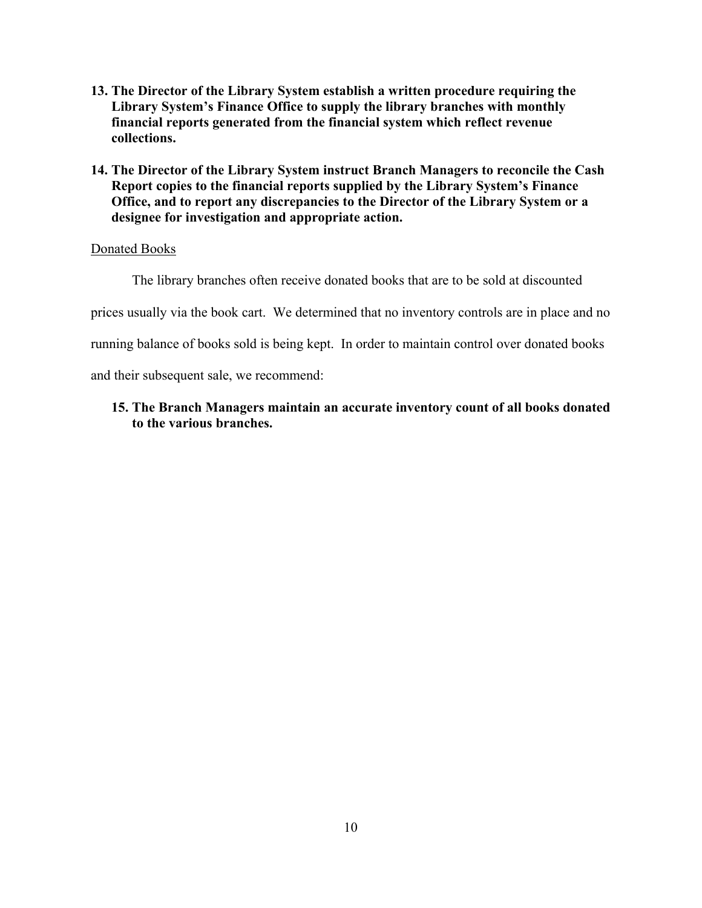**13. The Director of the Library System establish a written procedure requiring the Library System's Finance Office to supply the library branches with monthly financial reports generated from the financial system which reflect revenue collections.**

**14. The Director of the Library System instruct Branch Managers to reconcile the Cash Report copies to the financial reports supplied by the Library System's Finance Office, and to report any discrepancies to the Director of the Library System or a designee for investigation and appropriate action.**

<u>Donated Books</u>

The library branches often receive donated books that are to be sold at discounted prices usually via the book cart. We determined that no inventory controls are in place and no running balance of books sold is being kept. In order to maintain control over donated books and their subsequent sale, we recommend:

**15. The Branch Managers maintain an accurate inventory count of all books donated to the various branches.**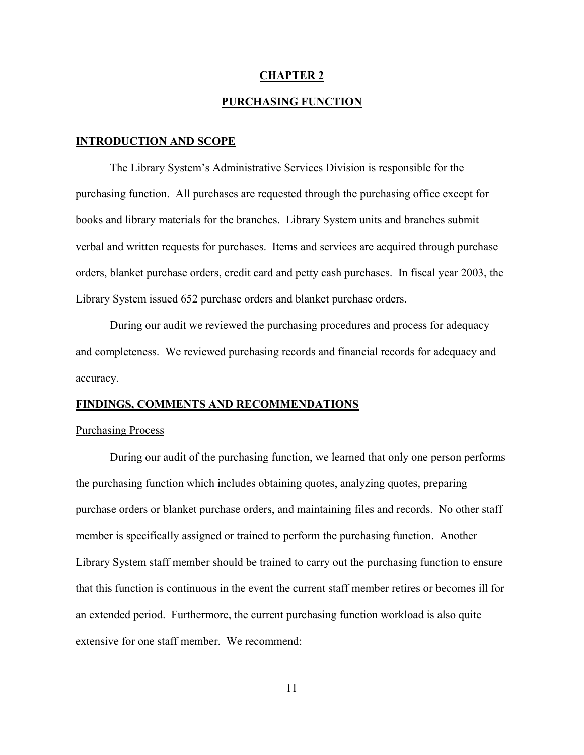# CHAPTER 2

# PURCHASING FUNCTION

## INTRODUCTION AND SCOPE

The Library System's Administrative Services Division is responsible for the purchasing function. All purchases are requested through the purchasing office except for books and library materials for the branches. Library System units and branches submit verbal and written requests for purchases. Items and services are acquired through purchase orders, blanket purchase orders, credit card and petty cash purchases. In fiscal year 2003, the Library System issued 652 purchase orders and blanket purchase orders.

During our audit we reviewed the purchasing procedures and process for adequacy and completeness. We reviewed purchasing records and financial records for adequacy and accuracy.

## FINDINGS, COMMENTS AND RECOMMENDATIONS

### Purchasing Process

During our audit of the purchasing function, we learned that only one person performs the purchasing function which includes obtaining quotes, analyzing quotes, preparing purchase orders or blanket purchase orders, and maintaining files and records. No other staff member is specifically assigned or trained to perform the purchasing function. Another Library System staff member should be trained to carry out the purchasing function to ensure that this function is continuous in the event the current staff member retires or becomes ill for an extended period. Furthermore, the current purchasing function workload is also quite extensive for one staff member. We recommend: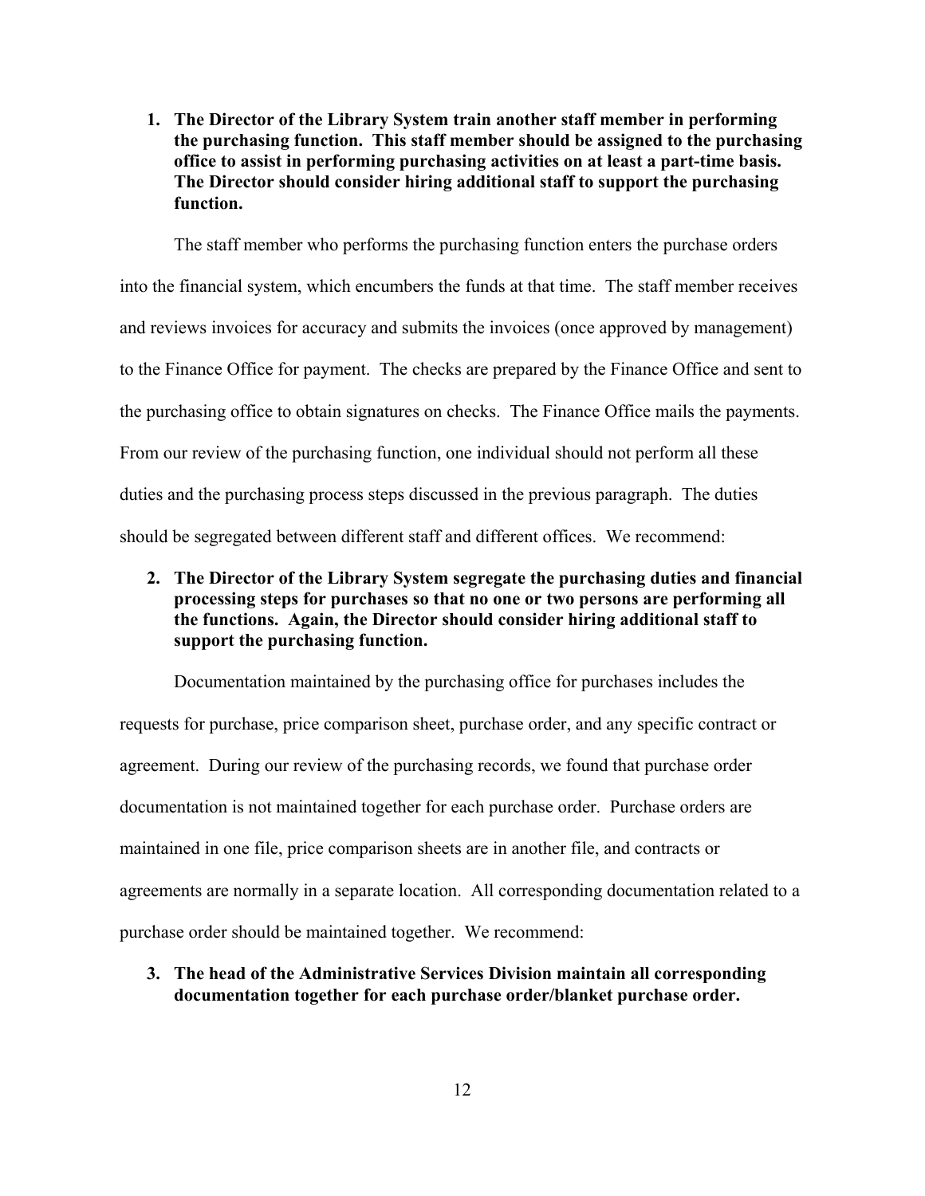1. **The Director of the Library System train another staff member in performing the purchasing function. This staff member should be assigned to the purchasing office to assist in performing purchasing activities on at least a part-time basis. The Director should consider hiring additional staff to support the purchasing function.**

The staff member who performs the purchasing function enters the purchase orders into the financial system, which encumbers the funds at that time. The staff member receives and reviews invoices for accuracy and submits the invoices (once approved by management) to the Finance Office for payment. The checks are prepared by the Finance Office and sent to the purchasing office to obtain signatures on checks. The Finance Office mails the payments. From our review of the purchasing function, one individual should not perform all these duties and the purchasing process steps discussed in the previous paragraph. The duties should be segregated between different staff and different offices. We recommend:

2. **The Director of the Library System segregate the purchasing duties and financial processing steps for purchases so that no one or two persons are performing all the functions. Again, the Director should consider hiring additional staff to support the purchasing function.**

Documentation maintained by the purchasing office for purchases includes the requests for purchase, price comparison sheet, purchase order, and any specific contract or agreement. During our review of the purchasing records, we found that purchase order documentation is not maintained together for each purchase order. Purchase orders are maintained in one file, price comparison sheets are in another file, and contracts or agreements are normally in a separate location. All corresponding documentation related to a purchase order should be maintained together. We recommend:

3. **The head of the Administrative Services Division maintain all corresponding documentation together for each purchase order/blanket purchase order.**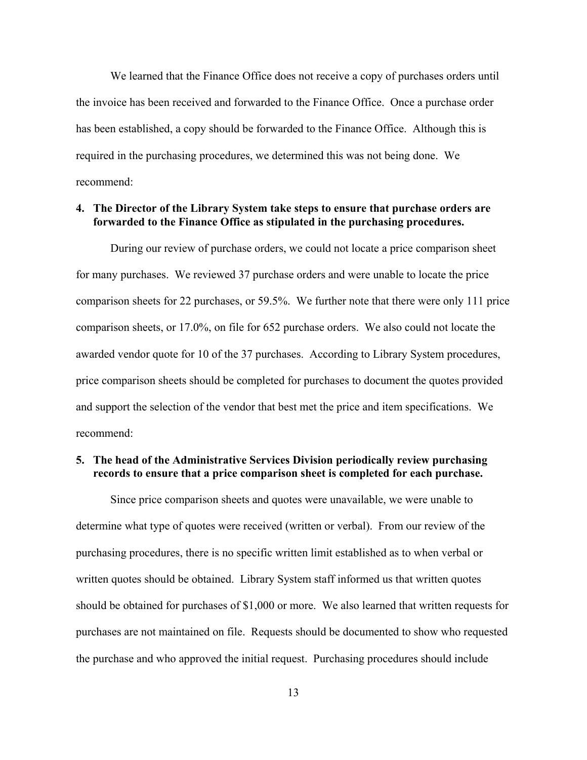We learned that the Finance Office does not receive a copy of purchases orders until the invoice has been received and forwarded to the Finance Office. Once a purchase order has been established, a copy should be forwarded to the Finance Office. Although this is required in the purchasing procedures, we determined this was not being done. We recommend:

4. **The Director of the Library System take steps to ensure that purchase orders are forwarded to the Finance Office as stipulated in the purchasing procedures.**

During our review of purchase orders, we could not locate a price comparison sheet for many purchases. We reviewed 37 purchase orders and were unable to locate the price comparison sheets for 22 purchases, or 59.5%. We further note that there were only 111 price comparison sheets, or 17.0%, on file for 652 purchase orders. We also could not locate the awarded vendor quote for 10 of the 37 purchases. According to Library System procedures, price comparison sheets should be completed for purchases to document the quotes provided and support the selection of the vendor that best met the price and item specifications. We recommend:

5. **The head of the Administrative Services Division periodically review purchasing records to ensure that a price comparison sheet is completed for each purchase.**

Since price comparison sheets and quotes were unavailable, we were unable to determine what type of quotes were received (written or verbal). From our review of the purchasing procedures, there is no specific written limit established as to when verbal or written quotes should be obtained. Library System staff informed us that written quotes should be obtained for purchases of $1,000 or more. We also learned that written requests for purchases are not maintained on file. Requests should be documented to show who requested the purchase and who approved the initial request. Purchasing procedures should include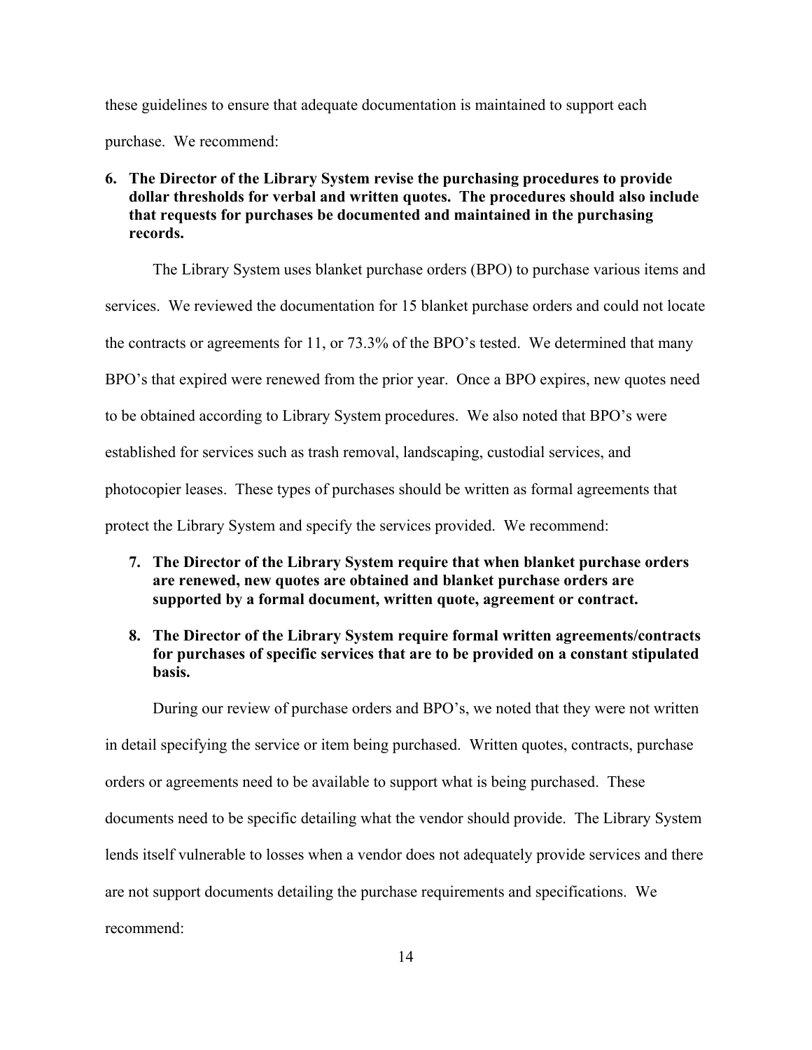these guidelines to ensure that adequate documentation is maintained to support each purchase. We recommend:

6. **The Director of the Library System revise the purchasing procedures to provide dollar thresholds for verbal and written quotes. The procedures should also include that requests for purchases be documented and maintained in the purchasing records.**

The Library System uses blanket purchase orders (BPO) to purchase various items and services. We reviewed the documentation for 15 blanket purchase orders and could not locate the contracts or agreements for 11, or 73.3% of the BPO's tested. We determined that many BPO's that expired were renewed from the prior year. Once a BPO expires, new quotes need to be obtained according to Library System procedures. We also noted that BPO's were established for services such as trash removal, landscaping, custodial services, and photocopier leases. These types of purchases should be written as formal agreements that protect the Library System and specify the services provided. We recommend:

7. **The Director of the Library System require that when blanket purchase orders are renewed, new quotes are obtained and blanket purchase orders are supported by a formal document, written quote, agreement or contract.**

8. **The Director of the Library System require formal written agreements/contracts for purchases of specific services that are to be provided on a constant stipulated basis.**

During our review of purchase orders and BPO's, we noted that they were not written in detail specifying the service or item being purchased. Written quotes, contracts, purchase orders or agreements need to be available to support what is being purchased. These documents need to be specific detailing what the vendor should provide. The Library System lends itself vulnerable to losses when a vendor does not adequately provide services and there are not support documents detailing the purchase requirements and specifications. We recommend: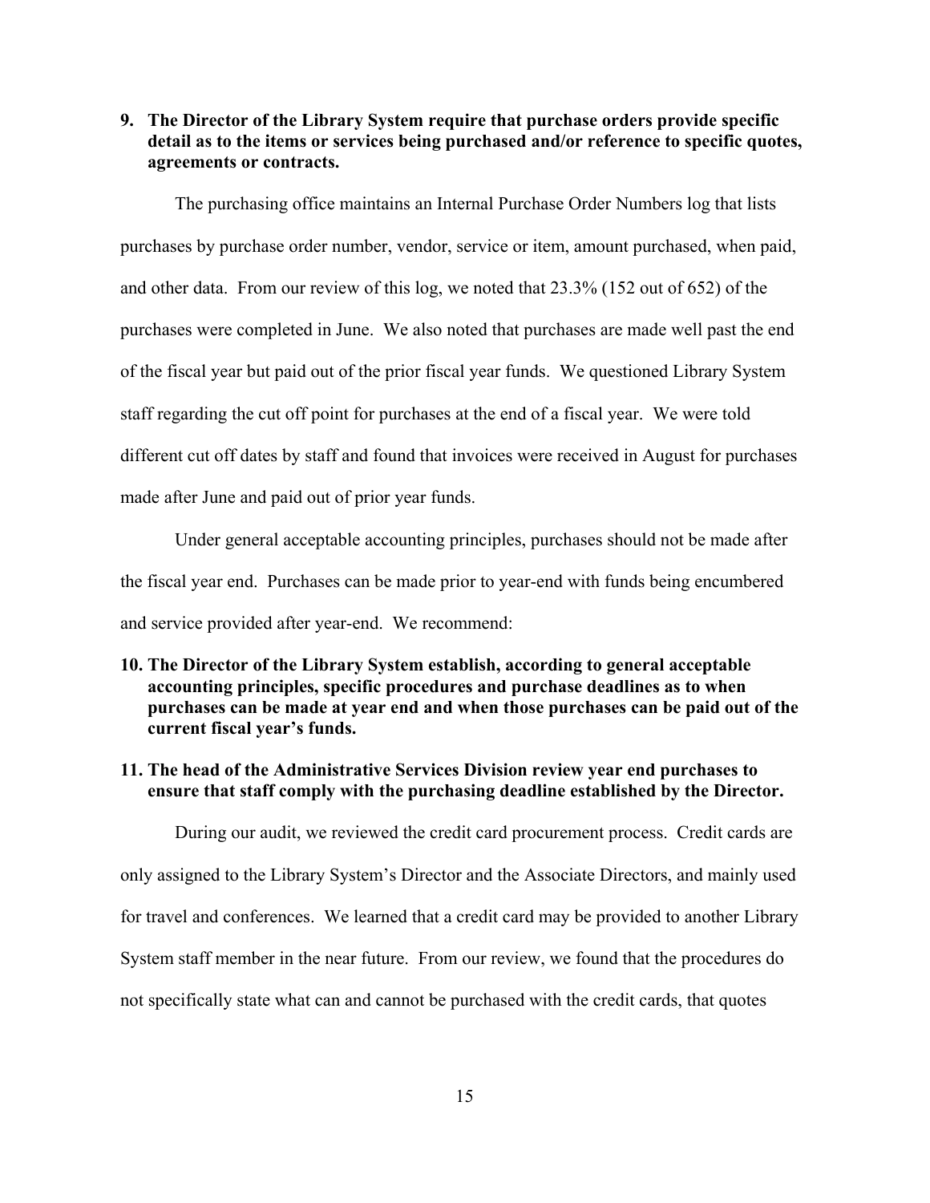**9. The Director of the Library System require that purchase orders provide specific detail as to the items or services being purchased and/or reference to specific quotes, agreements or contracts.**

The purchasing office maintains an Internal Purchase Order Numbers log that lists purchases by purchase order number, vendor, service or item, amount purchased, when paid, and other data. From our review of this log, we noted that 23.3% (152 out of 652) of the purchases were completed in June. We also noted that purchases are made well past the end of the fiscal year but paid out of the prior fiscal year funds. We questioned Library System staff regarding the cut off point for purchases at the end of a fiscal year. We were told different cut off dates by staff and found that invoices were received in August for purchases made after June and paid out of prior year funds.

Under general acceptable accounting principles, purchases should not be made after the fiscal year end. Purchases can be made prior to year-end with funds being encumbered and service provided after year-end. We recommend:

**10. The Director of the Library System establish, according to general acceptable accounting principles, specific procedures and purchase deadlines as to when purchases can be made at year end and when those purchases can be paid out of the current fiscal year's funds.**

**11. The head of the Administrative Services Division review year end purchases to ensure that staff comply with the purchasing deadline established by the Director.**

During our audit, we reviewed the credit card procurement process. Credit cards are only assigned to the Library System's Director and the Associate Directors, and mainly used for travel and conferences. We learned that a credit card may be provided to another Library System staff member in the near future. From our review, we found that the procedures do not specifically state what can and cannot be purchased with the credit cards, that quotes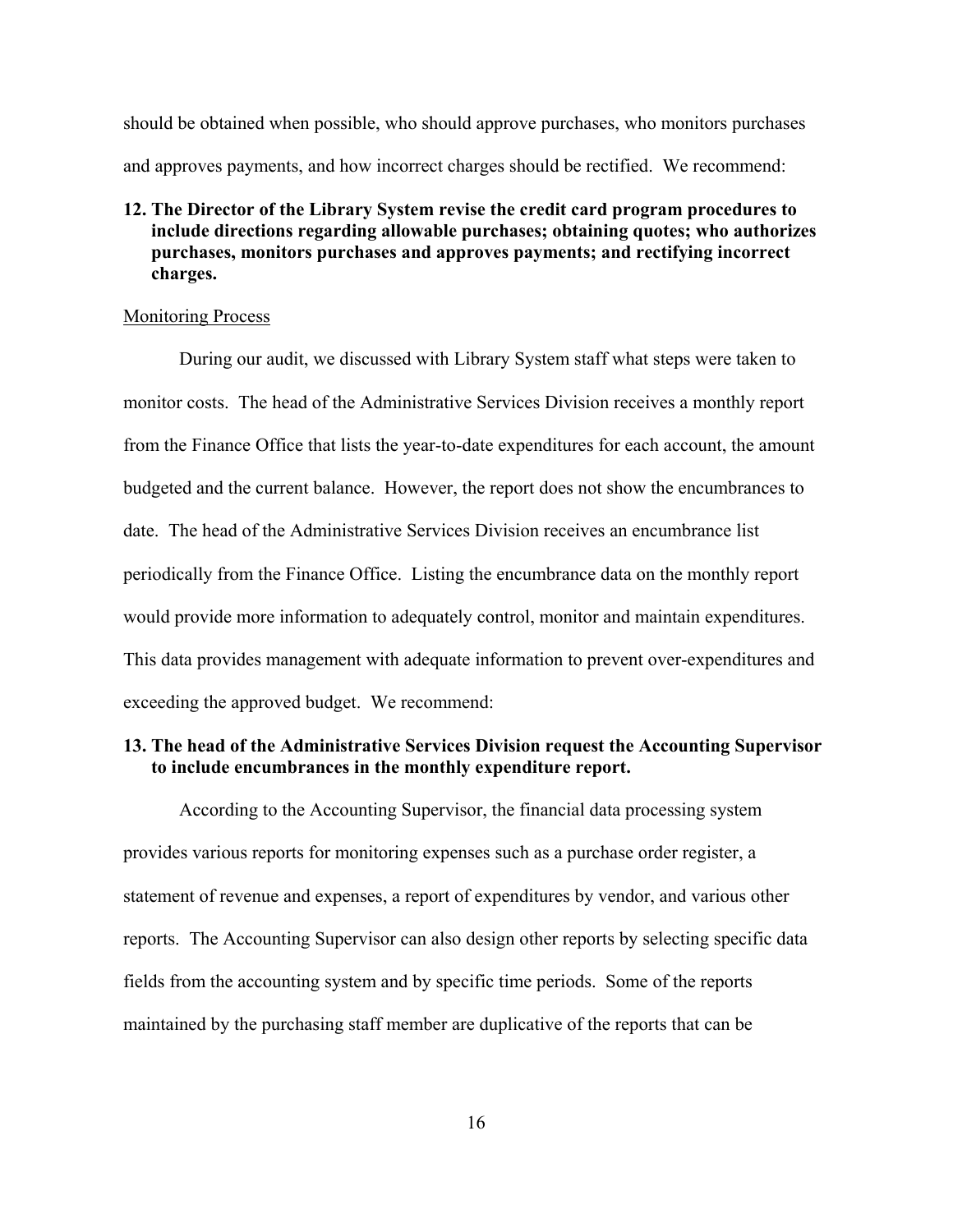should be obtained when possible, who should approve purchases, who monitors purchases and approves payments, and how incorrect charges should be rectified. We recommend:

**12. The Director of the Library System revise the credit card program procedures to include directions regarding allowable purchases; obtaining quotes; who authorizes purchases, monitors purchases and approves payments; and rectifying incorrect charges.**

<u>Monitoring Process</u>

During our audit, we discussed with Library System staff what steps were taken to monitor costs. The head of the Administrative Services Division receives a monthly report from the Finance Office that lists the year-to-date expenditures for each account, the amount budgeted and the current balance. However, the report does not show the encumbrances to date. The head of the Administrative Services Division receives an encumbrance list periodically from the Finance Office. Listing the encumbrance data on the monthly report would provide more information to adequately control, monitor and maintain expenditures. This data provides management with adequate information to prevent over-expenditures and exceeding the approved budget. We recommend:

**13. The head of the Administrative Services Division request the Accounting Supervisor to include encumbrances in the monthly expenditure report.**

According to the Accounting Supervisor, the financial data processing system provides various reports for monitoring expenses such as a purchase order register, a statement of revenue and expenses, a report of expenditures by vendor, and various other reports. The Accounting Supervisor can also design other reports by selecting specific data fields from the accounting system and by specific time periods. Some of the reports maintained by the purchasing staff member are duplicative of the reports that can be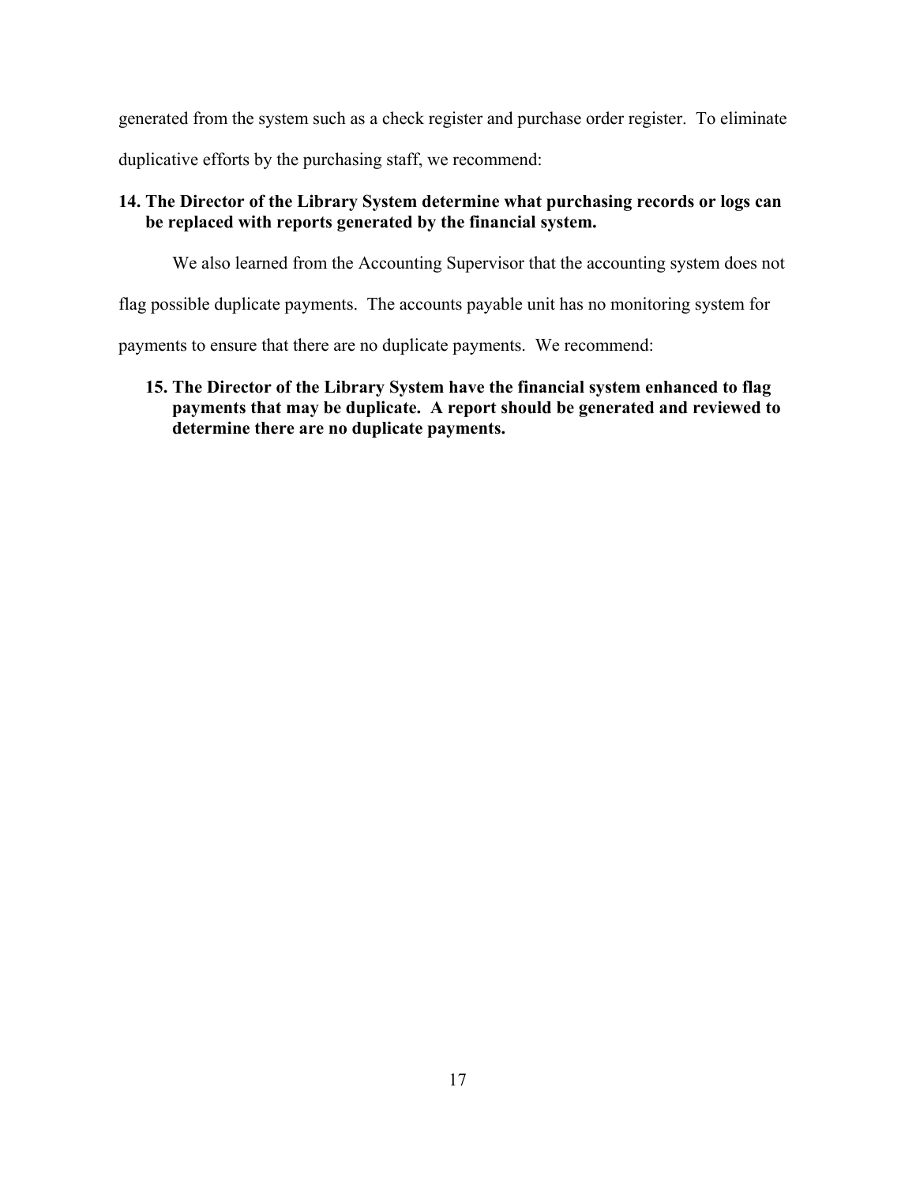generated from the system such as a check register and purchase order register. To eliminate duplicative efforts by the purchasing staff, we recommend:

**14. The Director of the Library System determine what purchasing records or logs can be replaced with reports generated by the financial system.**

We also learned from the Accounting Supervisor that the accounting system does not flag possible duplicate payments. The accounts payable unit has no monitoring system for payments to ensure that there are no duplicate payments. We recommend:

**15. The Director of the Library System have the financial system enhanced to flag payments that may be duplicate. A report should be generated and reviewed to determine there are no duplicate payments.**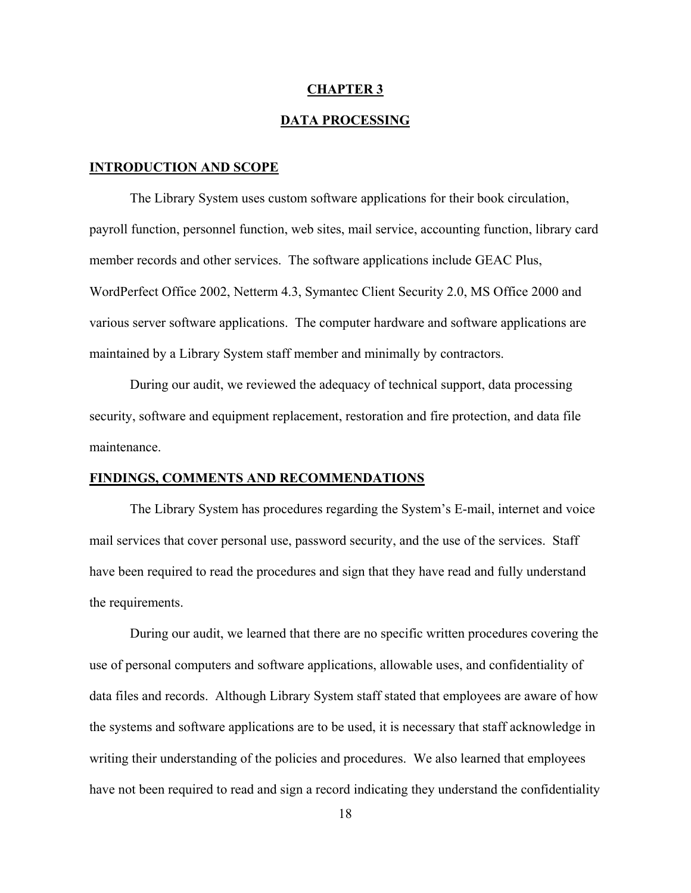# CHAPTER 3

# DATA PROCESSING

## INTRODUCTION AND SCOPE

The Library System uses custom software applications for their book circulation, payroll function, personnel function, web sites, mail service, accounting function, library card member records and other services. The software applications include GEAC Plus, WordPerfect Office 2002, Netterm 4.3, Symantec Client Security 2.0, MS Office 2000 and various server software applications. The computer hardware and software applications are maintained by a Library System staff member and minimally by contractors.

During our audit, we reviewed the adequacy of technical support, data processing security, software and equipment replacement, restoration and fire protection, and data file maintenance.

## FINDINGS, COMMENTS AND RECOMMENDATIONS

The Library System has procedures regarding the System's E-mail, internet and voice mail services that cover personal use, password security, and the use of the services. Staff have been required to read the procedures and sign that they have read and fully understand the requirements.

During our audit, we learned that there are no specific written procedures covering the use of personal computers and software applications, allowable uses, and confidentiality of data files and records. Although Library System staff stated that employees are aware of how the systems and software applications are to be used, it is necessary that staff acknowledge in writing their understanding of the policies and procedures. We also learned that employees have not been required to read and sign a record indicating they understand the confidentiality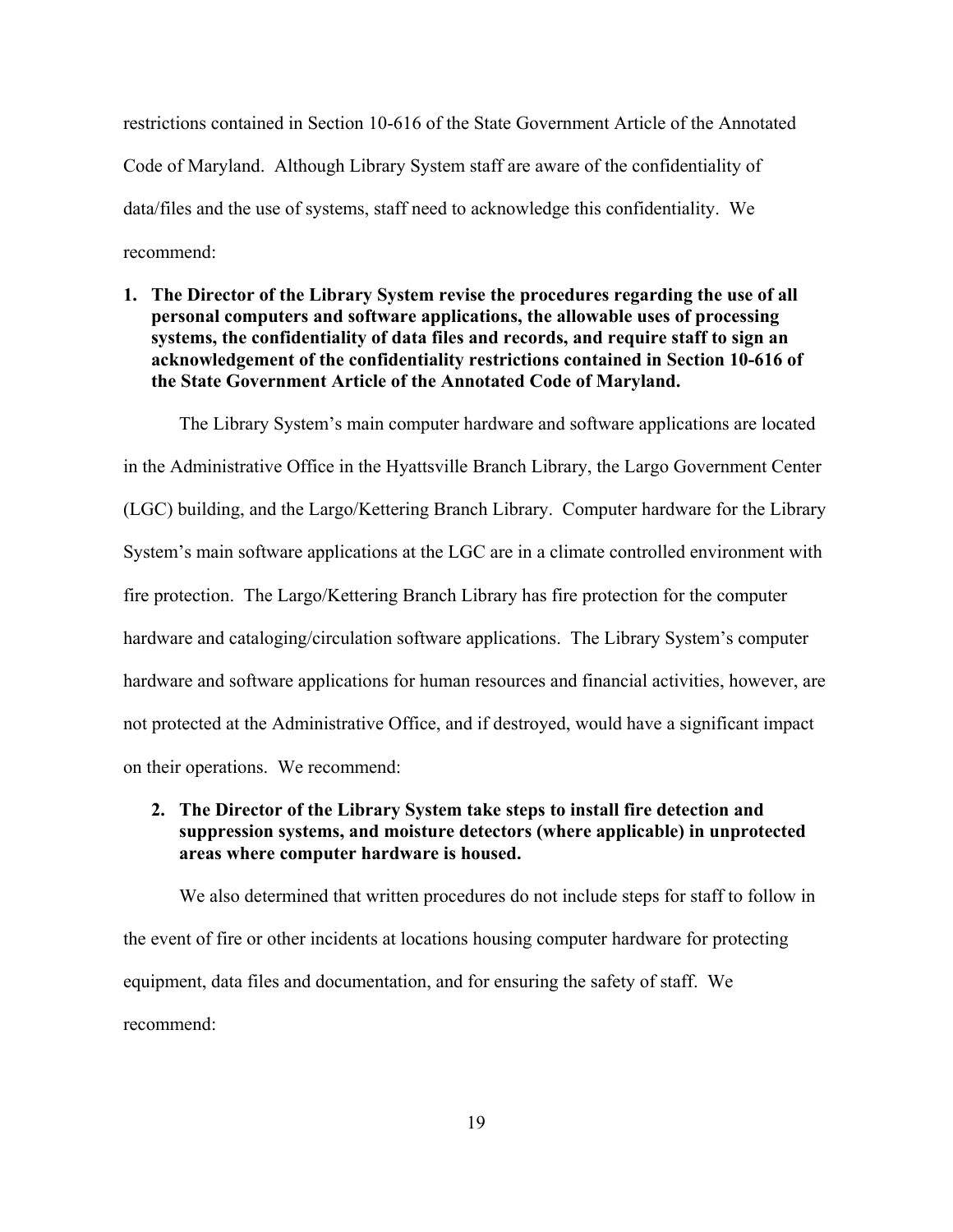restrictions contained in Section 10-616 of the State Government Article of the Annotated Code of Maryland. Although Library System staff are aware of the confidentiality of data/files and the use of systems, staff need to acknowledge this confidentiality. We recommend:

1. **The Director of the Library System revise the procedures regarding the use of all personal computers and software applications, the allowable uses of processing systems, the confidentiality of data files and records, and require staff to sign an acknowledgement of the confidentiality restrictions contained in Section 10-616 of the State Government Article of the Annotated Code of Maryland.**

The Library System's main computer hardware and software applications are located in the Administrative Office in the Hyattsville Branch Library, the Largo Government Center (LGC) building, and the Largo/Kettering Branch Library. Computer hardware for the Library System's main software applications at the LGC are in a climate controlled environment with fire protection. The Largo/Kettering Branch Library has fire protection for the computer hardware and cataloging/circulation software applications. The Library System's computer hardware and software applications for human resources and financial activities, however, are not protected at the Administrative Office, and if destroyed, would have a significant impact on their operations. We recommend:

2. **The Director of the Library System take steps to install fire detection and suppression systems, and moisture detectors (where applicable) in unprotected areas where computer hardware is housed.**

We also determined that written procedures do not include steps for staff to follow in the event of fire or other incidents at locations housing computer hardware for protecting equipment, data files and documentation, and for ensuring the safety of staff. We recommend: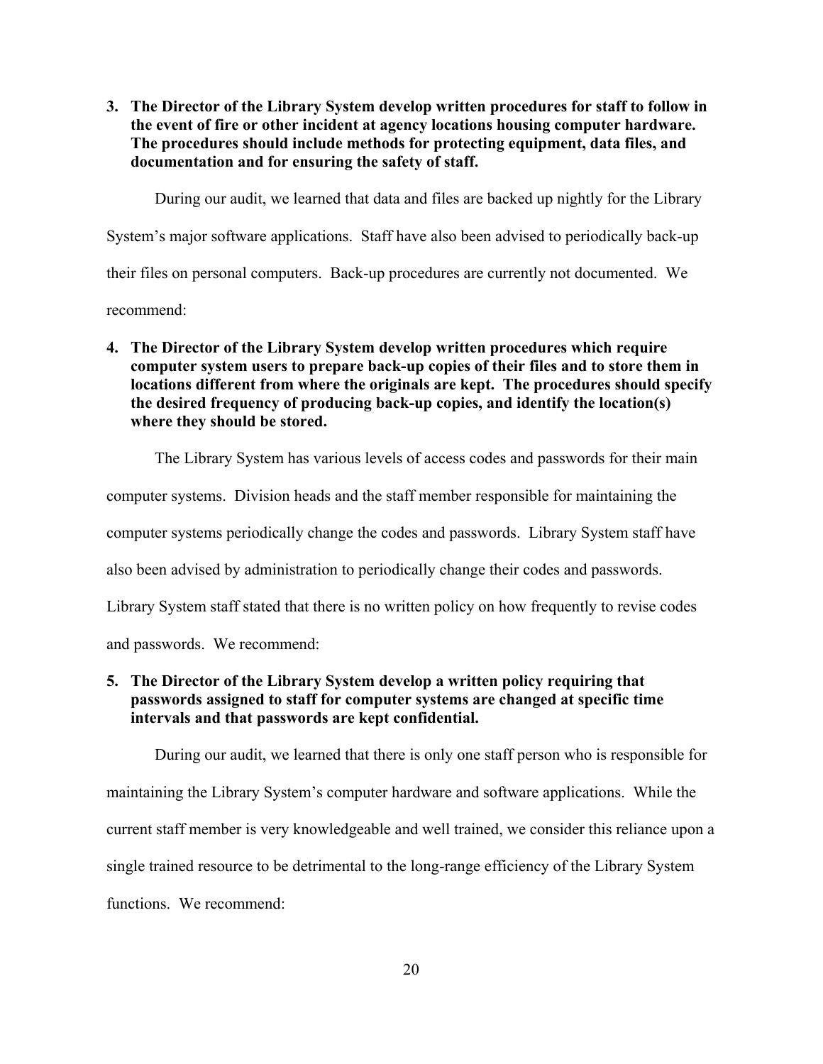**3. The Director of the Library System develop written procedures for staff to follow in the event of fire or other incident at agency locations housing computer hardware. The procedures should include methods for protecting equipment, data files, and documentation and for ensuring the safety of staff.**

During our audit, we learned that data and files are backed up nightly for the Library System's major software applications. Staff have also been advised to periodically back-up their files on personal computers. Back-up procedures are currently not documented. We recommend:

**4. The Director of the Library System develop written procedures which require computer system users to prepare back-up copies of their files and to store them in locations different from where the originals are kept. The procedures should specify the desired frequency of producing back-up copies, and identify the location(s) where they should be stored.**

The Library System has various levels of access codes and passwords for their main computer systems. Division heads and the staff member responsible for maintaining the computer systems periodically change the codes and passwords. Library System staff have also been advised by administration to periodically change their codes and passwords. Library System staff stated that there is no written policy on how frequently to revise codes and passwords. We recommend:

**5. The Director of the Library System develop a written policy requiring that passwords assigned to staff for computer systems are changed at specific time intervals and that passwords are kept confidential.**

During our audit, we learned that there is only one staff person who is responsible for maintaining the Library System's computer hardware and software applications. While the current staff member is very knowledgeable and well trained, we consider this reliance upon a single trained resource to be detrimental to the long-range efficiency of the Library System functions. We recommend: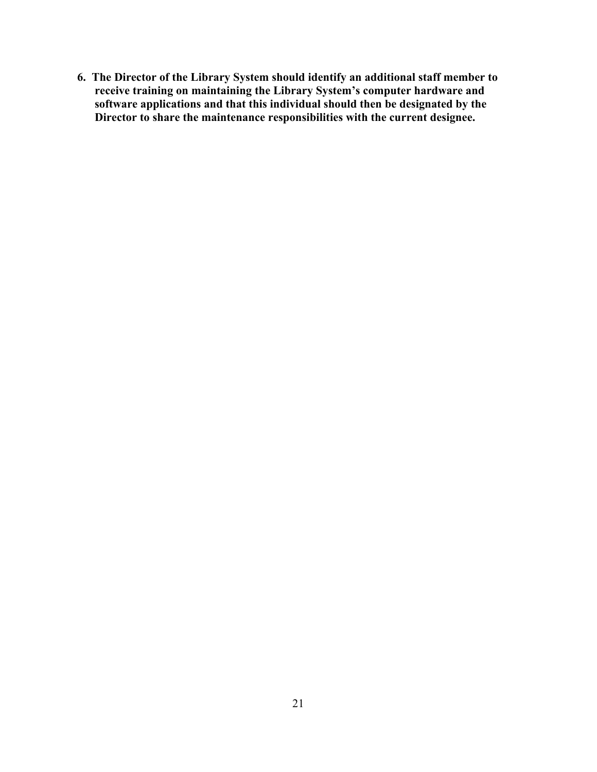**6. The Director of the Library System should identify an additional staff member to receive training on maintaining the Library System's computer hardware and software applications and that this individual should then be designated by the Director to share the maintenance responsibilities with the current designee.**